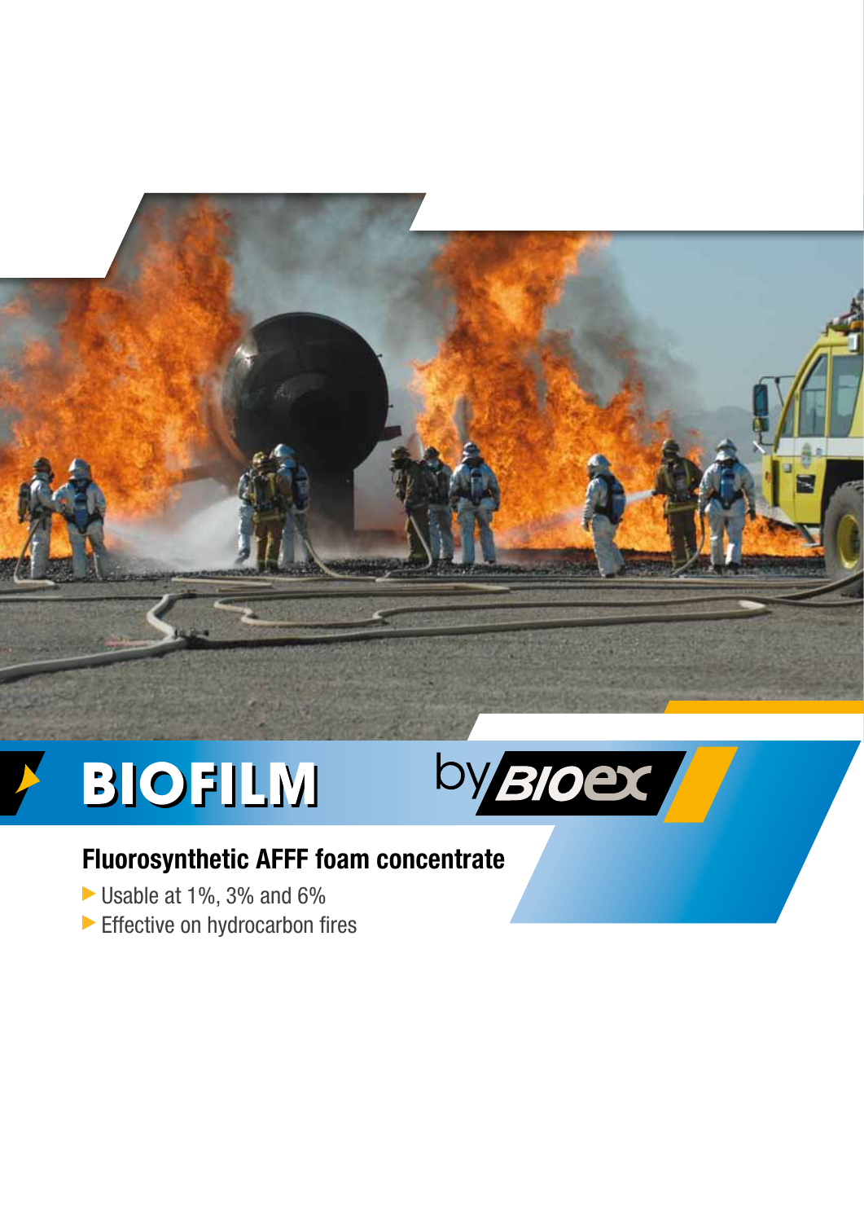# BIOFILM

by BIOEX

## Fluorosynthetic AFFF foam concentrate

- Usable at 1%, 3% and 6%
- Effective on hydrocarbon fires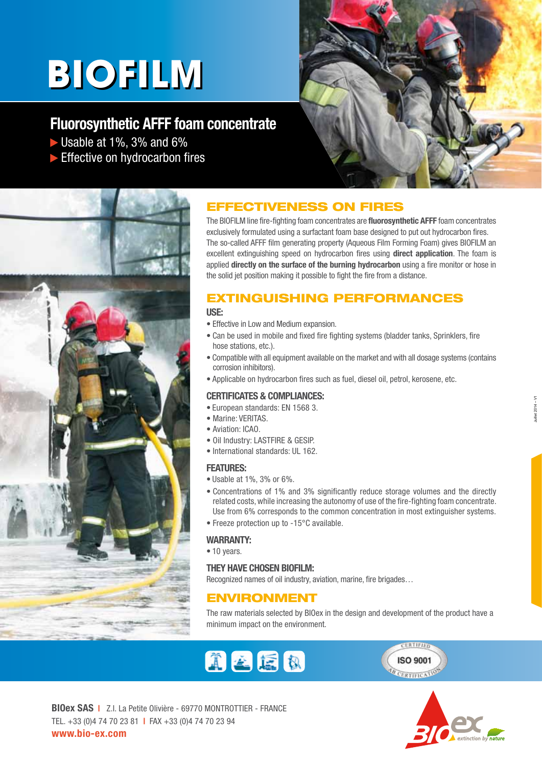# BIOFILM

## Fluorosynthetic AFFF foam concentrate

- Usable at 1%, 3% and 6%
- Effective on hydrocarbon fires

## EFFECTIVENESS ON FIRES

The BIOFILM line fire-fighting foam concentrates are **fluorosynthetic AFFF** foam concentrates exclusively formulated using a surfactant foam base designed to put out hydrocarbon fires. The so-called AFFF film generating property (Aqueous Film Forming Foam) gives BIOFILM an excellent extinguishing speed on hydrocarbon fires using **direct application**. The foam is applied **directly on the surface of the burning hydrocarbon** using a fire monitor or hose in the solid jet position making it possible to fight the fire from a distance.

## EXTINGUISHING PERFORMANCES

### USE:

- Effective in Low and Medium expansion.
- Can be used in mobile and fixed fire fighting systems (bladder tanks, Sprinklers, fire hose stations, etc.).
- Compatible with all equipment available on the market and with all dosage systems (contains corrosion inhibitors).
- Applicable on hydrocarbon fires such as fuel, diesel oil, petrol, kerosene, etc.

### CERTIFICATES & COMPLIANCES:

- European standards: EN 1568 3.
- Marine: VERITAS.
- Aviation: ICAO.
- Oil Industry: LASTFIRE & GESIP.
- International standards: UL 162.

### FEATURES:

- Usable at 1%, 3% or 6%.
- Concentrations of 1% and 3% significantly reduce storage volumes and the directly related costs, while increasing the autonomy of use of the fire-fighting foam concentrate. Use from 6% corresponds to the common concentration in most extinguisher systems.
- Freeze protection up to -15°C available.

### WARRANTY:

- 10 years.

### THEY HAVE CHOSEN BIOFILM:

Recognized names of oil industry, aviation, marine, fire brigades…

## ENVIRONMENT

The raw materials selected by BIOex in the design and development of the product have a minimum impact on the environment.

CERTIFIED ISO 9001 AB CERTIFICATION

**BIOex SAS** | Z.I. La Petite Olivière - 69770 MONTROTTIER - FRANCE
TEL. +33 (0)4 74 70 23 81 | FAX +33 (0)4 74 70 23 94
**www.bio-ex.com**

BIOex extinction by nature

Juillet 2014 – V1